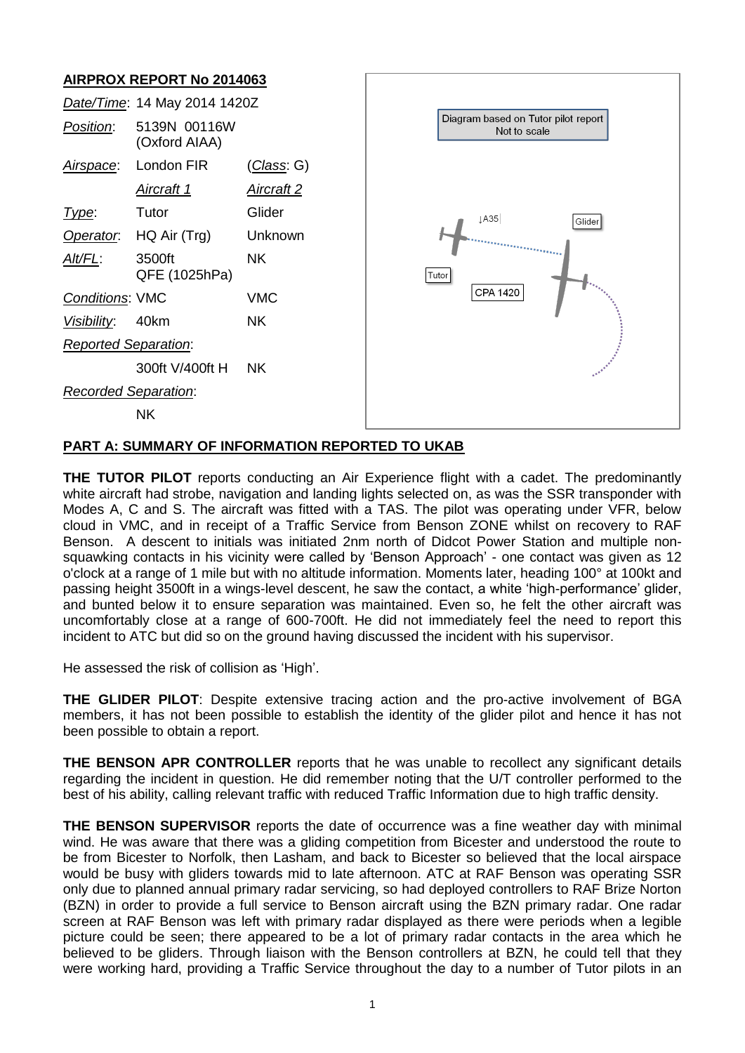## AIRPROX REPORT No 2014063

| | | |
|---|---|---|
| *Date/Time*: | 14 May 2014 1420Z | |
| *Position*: | 5139N 00116W (Oxford AIAA) | |
| *Airspace*: | London FIR | (*Class*: G) |
| | *Aircraft 1* | *Aircraft 2* |
| *Type*: | Tutor | Glider |
| *Operator*: | HQ Air (Trg) | Unknown |
| *Alt/FL*: | 3500ft QFE (1025hPa) | NK |
| *Conditions*: | VMC | VMC |
| *Visibility*: | 40km | NK |
| *Reported Separation*: | | |
| | 300ft V/400ft H | NK |
| *Recorded Separation*: | | |
| | NK | |

Diagram based on Tutor pilot report
Not to scale

↓A35

Glider

Tutor

CPA 1420

## PART A: SUMMARY OF INFORMATION REPORTED TO UKAB

**THE TUTOR PILOT** reports conducting an Air Experience flight with a cadet. The predominantly white aircraft had strobe, navigation and landing lights selected on, as was the SSR transponder with Modes A, C and S. The aircraft was fitted with a TAS. The pilot was operating under VFR, below cloud in VMC, and in receipt of a Traffic Service from Benson ZONE whilst on recovery to RAF Benson. A descent to initials was initiated 2nm north of Didcot Power Station and multiple non-squawking contacts in his vicinity were called by 'Benson Approach' - one contact was given as 12 o'clock at a range of 1 mile but with no altitude information. Moments later, heading 100° at 100kt and passing height 3500ft in a wings-level descent, he saw the contact, a white 'high-performance' glider, and bunted below it to ensure separation was maintained. Even so, he felt the other aircraft was uncomfortably close at a range of 600-700ft. He did not immediately feel the need to report this incident to ATC but did so on the ground having discussed the incident with his supervisor.

He assessed the risk of collision as 'High'.

**THE GLIDER PILOT**: Despite extensive tracing action and the pro-active involvement of BGA members, it has not been possible to establish the identity of the glider pilot and hence it has not been possible to obtain a report.

**THE BENSON APR CONTROLLER** reports that he was unable to recollect any significant details regarding the incident in question. He did remember noting that the U/T controller performed to the best of his ability, calling relevant traffic with reduced Traffic Information due to high traffic density.

**THE BENSON SUPERVISOR** reports the date of occurrence was a fine weather day with minimal wind. He was aware that there was a gliding competition from Bicester and understood the route to be from Bicester to Norfolk, then Lasham, and back to Bicester so believed that the local airspace would be busy with gliders towards mid to late afternoon. ATC at RAF Benson was operating SSR only due to planned annual primary radar servicing, so had deployed controllers to RAF Brize Norton (BZN) in order to provide a full service to Benson aircraft using the BZN primary radar. One radar screen at RAF Benson was left with primary radar displayed as there were periods when a legible picture could be seen; there appeared to be a lot of primary radar contacts in the area which he believed to be gliders. Through liaison with the Benson controllers at BZN, he could tell that they were working hard, providing a Traffic Service throughout the day to a number of Tutor pilots in an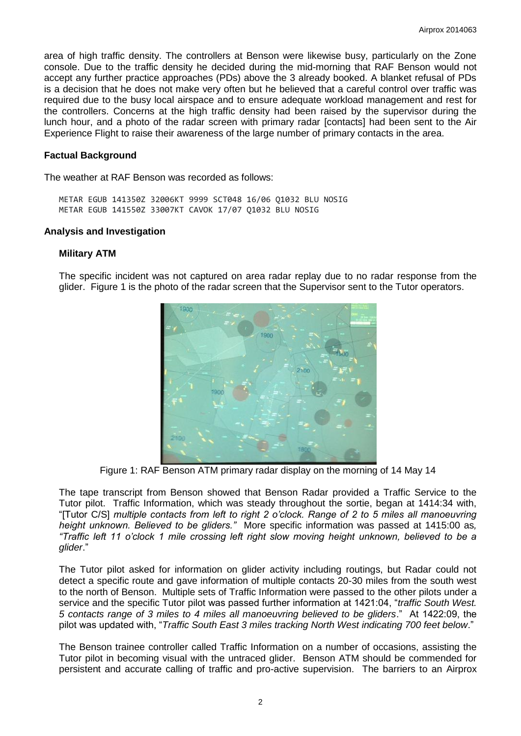area of high traffic density. The controllers at Benson were likewise busy, particularly on the Zone console. Due to the traffic density he decided during the mid-morning that RAF Benson would not accept any further practice approaches (PDs) above the 3 already booked. A blanket refusal of PDs is a decision that he does not make very often but he believed that a careful control over traffic was required due to the busy local airspace and to ensure adequate workload management and rest for the controllers. Concerns at the high traffic density had been raised by the supervisor during the lunch hour, and a photo of the radar screen with primary radar [contacts] had been sent to the Air Experience Flight to raise their awareness of the large number of primary contacts in the area.

## Factual Background

The weather at RAF Benson was recorded as follows:

```
METAR EGUB 141350Z 32006KT 9999 SCT048 16/06 Q1032 BLU NOSIG
METAR EGUB 141550Z 33007KT CAVOK 17/07 Q1032 BLU NOSIG
```

## Analysis and Investigation

### Military ATM

The specific incident was not captured on area radar replay due to no radar response from the glider. Figure 1 is the photo of the radar screen that the Supervisor sent to the Tutor operators.

Figure 1: RAF Benson ATM primary radar display on the morning of 14 May 14

The tape transcript from Benson showed that Benson Radar provided a Traffic Service to the Tutor pilot. Traffic Information, which was steady throughout the sortie, began at 1414:34 with, "[Tutor C/S] *multiple contacts from left to right 2 o'clock. Range of 2 to 5 miles all manoeuvring height unknown. Believed to be gliders."* More specific information was passed at 1415:00 as, *"Traffic left 11 o'clock 1 mile crossing left right slow moving height unknown, believed to be a glider*."

The Tutor pilot asked for information on glider activity including routings, but Radar could not detect a specific route and gave information of multiple contacts 20-30 miles from the south west to the north of Benson. Multiple sets of Traffic Information were passed to the other pilots under a service and the specific Tutor pilot was passed further information at 1421:04, "*traffic South West. 5 contacts range of 3 miles to 4 miles all manoeuvring believed to be gliders*." At 1422:09, the pilot was updated with, "*Traffic South East 3 miles tracking North West indicating 700 feet below*."

The Benson trainee controller called Traffic Information on a number of occasions, assisting the Tutor pilot in becoming visual with the untraced glider. Benson ATM should be commended for persistent and accurate calling of traffic and pro-active supervision. The barriers to an Airprox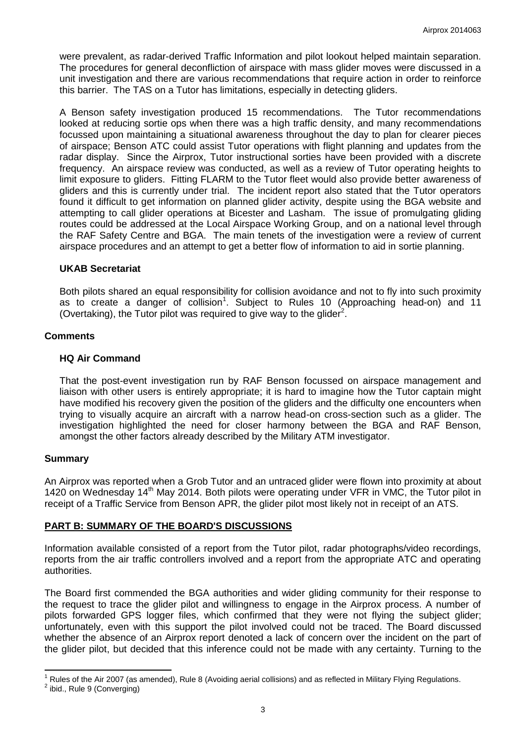were prevalent, as radar-derived Traffic Information and pilot lookout helped maintain separation. The procedures for general deconfliction of airspace with mass glider moves were discussed in a unit investigation and there are various recommendations that require action in order to reinforce this barrier. The TAS on a Tutor has limitations, especially in detecting gliders.

A Benson safety investigation produced 15 recommendations. The Tutor recommendations looked at reducing sortie ops when there was a high traffic density, and many recommendations focussed upon maintaining a situational awareness throughout the day to plan for clearer pieces of airspace; Benson ATC could assist Tutor operations with flight planning and updates from the radar display. Since the Airprox, Tutor instructional sorties have been provided with a discrete frequency. An airspace review was conducted, as well as a review of Tutor operating heights to limit exposure to gliders. Fitting FLARM to the Tutor fleet would also provide better awareness of gliders and this is currently under trial. The incident report also stated that the Tutor operators found it difficult to get information on planned glider activity, despite using the BGA website and attempting to call glider operations at Bicester and Lasham. The issue of promulgating gliding routes could be addressed at the Local Airspace Working Group, and on a national level through the RAF Safety Centre and BGA. The main tenets of the investigation were a review of current airspace procedures and an attempt to get a better flow of information to aid in sortie planning.

### UKAB Secretariat

Both pilots shared an equal responsibility for collision avoidance and not to fly into such proximity as to create a danger of collision[1]. Subject to Rules 10 (Approaching head-on) and 11 (Overtaking), the Tutor pilot was required to give way to the glider[2].

## Comments

### HQ Air Command

That the post-event investigation run by RAF Benson focussed on airspace management and liaison with other users is entirely appropriate; it is hard to imagine how the Tutor captain might have modified his recovery given the position of the gliders and the difficulty one encounters when trying to visually acquire an aircraft with a narrow head-on cross-section such as a glider. The investigation highlighted the need for closer harmony between the BGA and RAF Benson, amongst the other factors already described by the Military ATM investigator.

## Summary

An Airprox was reported when a Grob Tutor and an untraced glider were flown into proximity at about 1420 on Wednesday 14th May 2014. Both pilots were operating under VFR in VMC, the Tutor pilot in receipt of a Traffic Service from Benson APR, the glider pilot most likely not in receipt of an ATS.

## PART B: SUMMARY OF THE BOARD'S DISCUSSIONS

Information available consisted of a report from the Tutor pilot, radar photographs/video recordings, reports from the air traffic controllers involved and a report from the appropriate ATC and operating authorities.

The Board first commended the BGA authorities and wider gliding community for their response to the request to trace the glider pilot and willingness to engage in the Airprox process. A number of pilots forwarded GPS logger files, which confirmed that they were not flying the subject glider; unfortunately, even with this support the pilot involved could not be traced. The Board discussed whether the absence of an Airprox report denoted a lack of concern over the incident on the part of the glider pilot, but decided that this inference could not be made with any certainty. Turning to the

[1] Rules of the Air 2007 (as amended), Rule 8 (Avoiding aerial collisions) and as reflected in Military Flying Regulations.

[2] ibid., Rule 9 (Converging)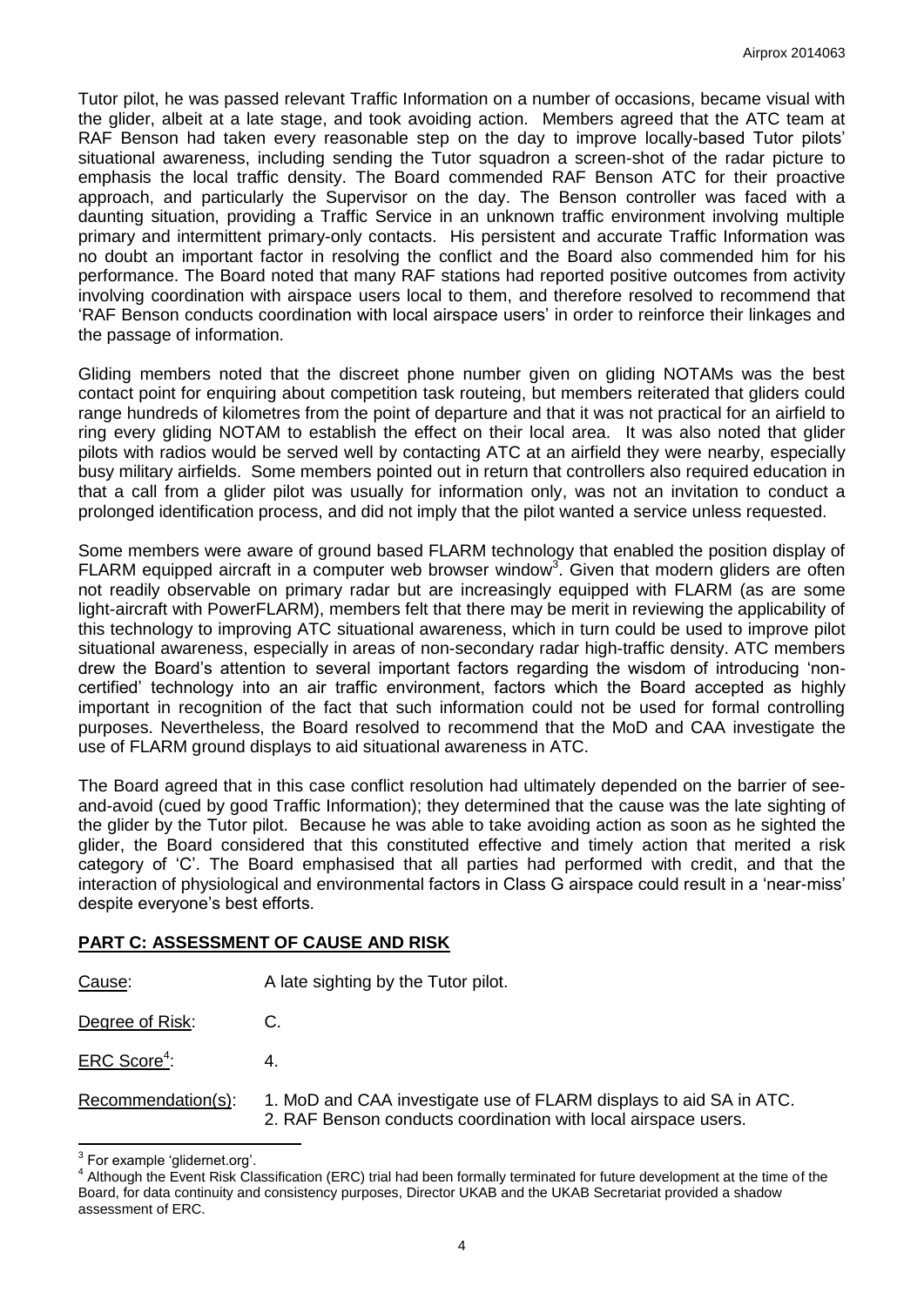Tutor pilot, he was passed relevant Traffic Information on a number of occasions, became visual with the glider, albeit at a late stage, and took avoiding action. Members agreed that the ATC team at RAF Benson had taken every reasonable step on the day to improve locally-based Tutor pilots' situational awareness, including sending the Tutor squadron a screen-shot of the radar picture to emphasis the local traffic density. The Board commended RAF Benson ATC for their proactive approach, and particularly the Supervisor on the day. The Benson controller was faced with a daunting situation, providing a Traffic Service in an unknown traffic environment involving multiple primary and intermittent primary-only contacts. His persistent and accurate Traffic Information was no doubt an important factor in resolving the conflict and the Board also commended him for his performance. The Board noted that many RAF stations had reported positive outcomes from activity involving coordination with airspace users local to them, and therefore resolved to recommend that 'RAF Benson conducts coordination with local airspace users' in order to reinforce their linkages and the passage of information.

Gliding members noted that the discreet phone number given on gliding NOTAMs was the best contact point for enquiring about competition task routeing, but members reiterated that gliders could range hundreds of kilometres from the point of departure and that it was not practical for an airfield to ring every gliding NOTAM to establish the effect on their local area. It was also noted that glider pilots with radios would be served well by contacting ATC at an airfield they were nearby, especially busy military airfields. Some members pointed out in return that controllers also required education in that a call from a glider pilot was usually for information only, was not an invitation to conduct a prolonged identification process, and did not imply that the pilot wanted a service unless requested.

Some members were aware of ground based FLARM technology that enabled the position display of FLARM equipped aircraft in a computer web browser window[3]. Given that modern gliders are often not readily observable on primary radar but are increasingly equipped with FLARM (as are some light-aircraft with PowerFLARM), members felt that there may be merit in reviewing the applicability of this technology to improving ATC situational awareness, which in turn could be used to improve pilot situational awareness, especially in areas of non-secondary radar high-traffic density. ATC members drew the Board's attention to several important factors regarding the wisdom of introducing 'non-certified' technology into an air traffic environment, factors which the Board accepted as highly important in recognition of the fact that such information could not be used for formal controlling purposes. Nevertheless, the Board resolved to recommend that the MoD and CAA investigate the use of FLARM ground displays to aid situational awareness in ATC.

The Board agreed that in this case conflict resolution had ultimately depended on the barrier of see-and-avoid (cued by good Traffic Information); they determined that the cause was the late sighting of the glider by the Tutor pilot. Because he was able to take avoiding action as soon as he sighted the glider, the Board considered that this constituted effective and timely action that merited a risk category of 'C'. The Board emphasised that all parties had performed with credit, and that the interaction of physiological and environmental factors in Class G airspace could result in a 'near-miss' despite everyone's best efforts.

## PART C: ASSESSMENT OF CAUSE AND RISK

| | |
|---|---|
| Cause: | A late sighting by the Tutor pilot. |
| Degree of Risk: | C. |
| ERC Score[4]: | 4. |
| Recommendation(s): | 1. MoD and CAA investigate use of FLARM displays to aid SA in ATC.<br>2. RAF Benson conducts coordination with local airspace users. |

[3] For example 'glidernet.org'.

[4] Although the Event Risk Classification (ERC) trial had been formally terminated for future development at the time of the Board, for data continuity and consistency purposes, Director UKAB and the UKAB Secretariat provided a shadow assessment of ERC.